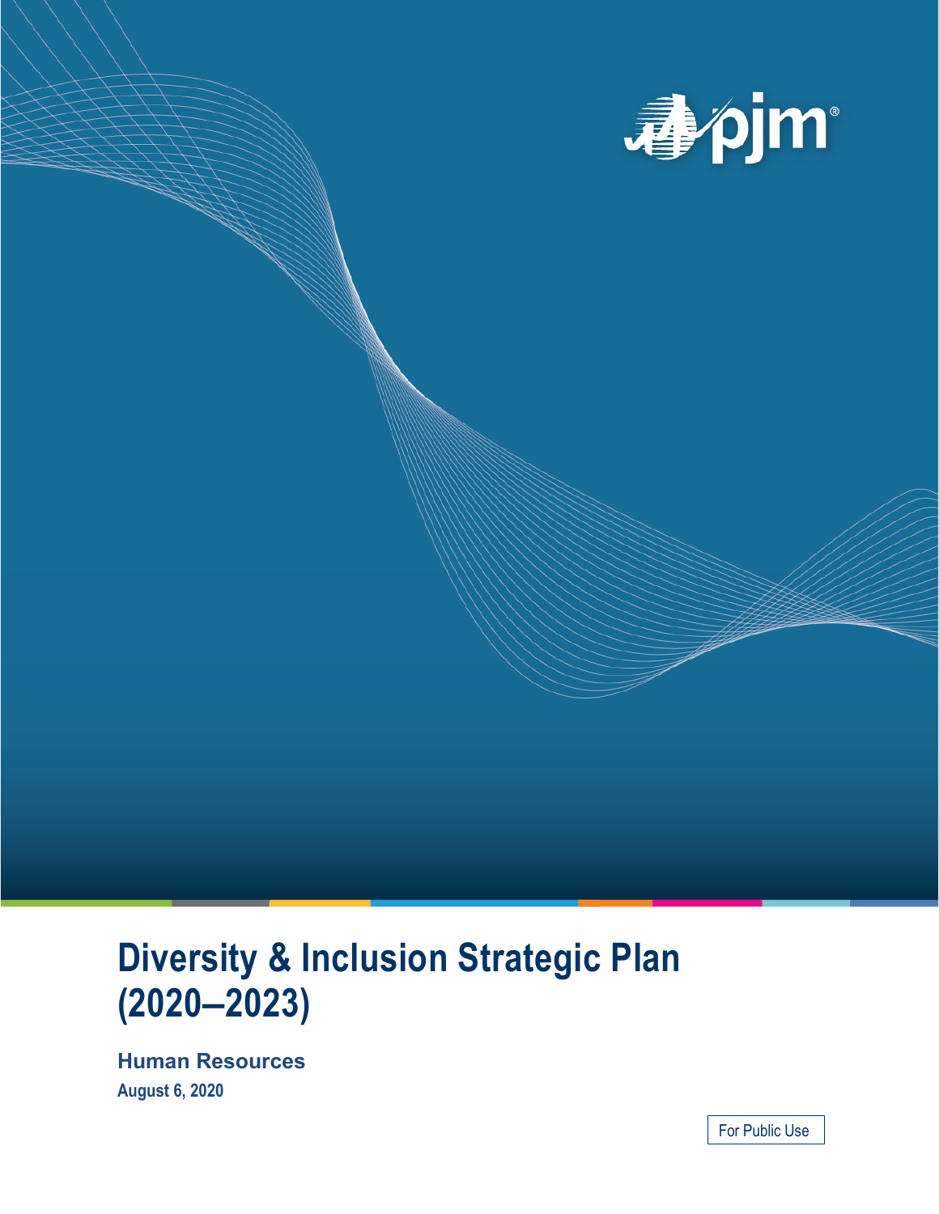# Diversity & Inclusion Strategic Plan (2020–2023)

**Human Resources**

**August 6, 2020**

For Public Use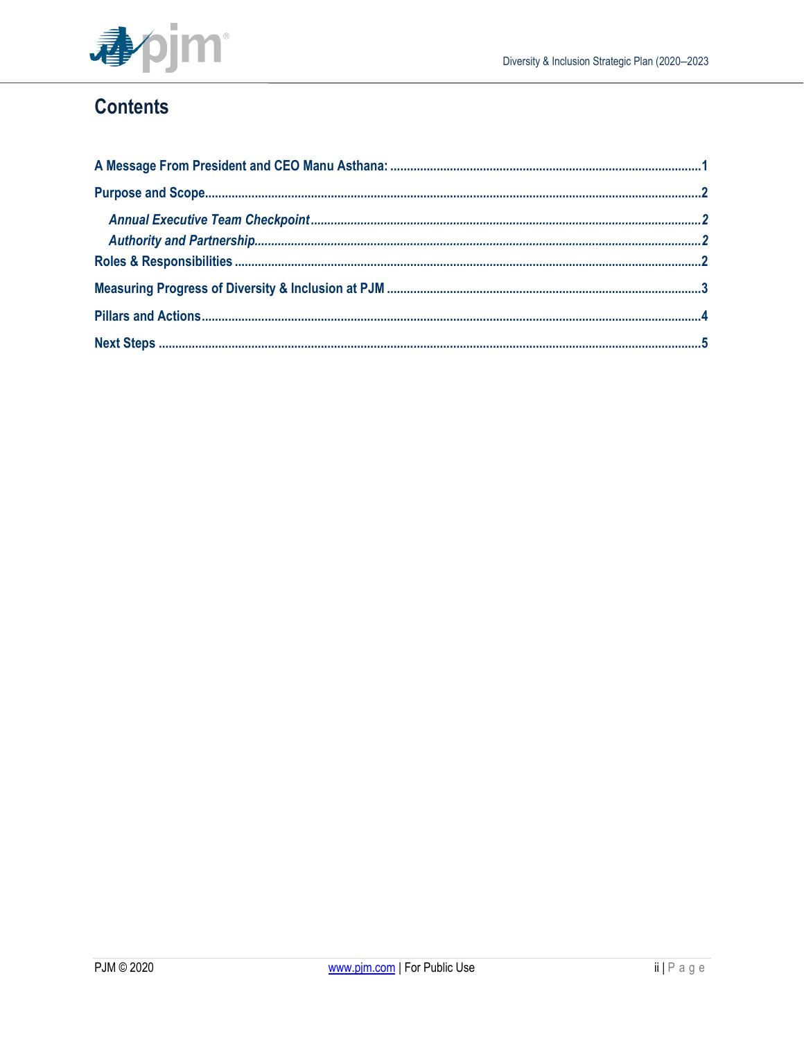# Contents

**A Message From President and CEO Manu Asthana: ............................................................................................1**

**Purpose and Scope.................................................................................................................................................2**

*Annual Executive Team Checkpoint...................................................................................................................2*

*Authority and Partnership..................................................................................................................................2*

**Roles & Responsibilities ........................................................................................................................................2**

**Measuring Progress of Diversity & Inclusion at PJM ..............................................................................................3**

**Pillars and Actions..................................................................................................................................................4**

**Next Steps ..............................................................................................................................................................5**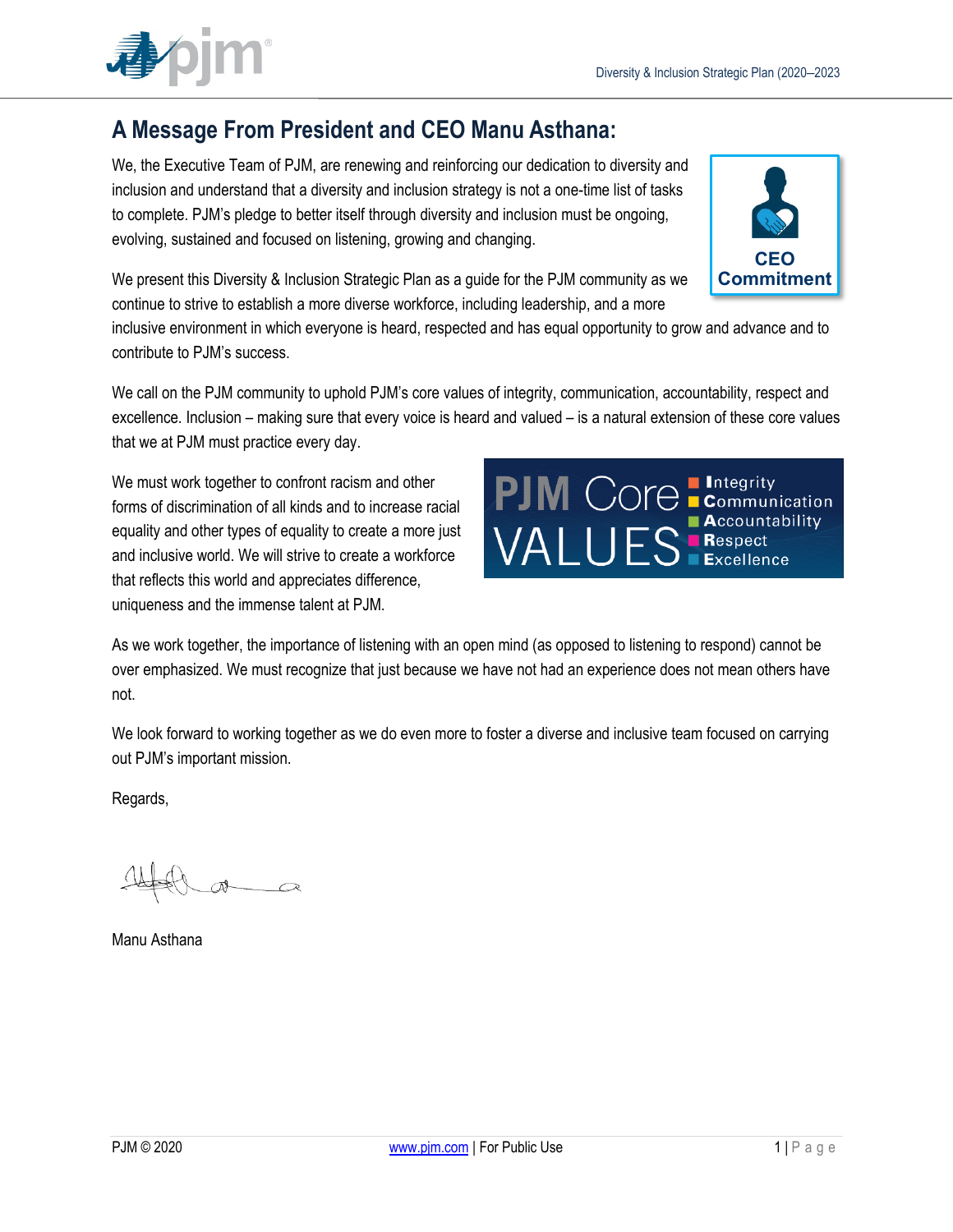## A Message From President and CEO Manu Asthana:

We, the Executive Team of PJM, are renewing and reinforcing our dedication to diversity and inclusion and understand that a diversity and inclusion strategy is not a one-time list of tasks to complete. PJM's pledge to better itself through diversity and inclusion must be ongoing, evolving, sustained and focused on listening, growing and changing.

We present this Diversity & Inclusion Strategic Plan as a guide for the PJM community as we continue to strive to establish a more diverse workforce, including leadership, and a more inclusive environment in which everyone is heard, respected and has equal opportunity to grow and advance and to contribute to PJM's success.

We call on the PJM community to uphold PJM's core values of integrity, communication, accountability, respect and excellence. Inclusion – making sure that every voice is heard and valued – is a natural extension of these core values that we at PJM must practice every day.

We must work together to confront racism and other forms of discrimination of all kinds and to increase racial equality and other types of equality to create a more just and inclusive world. We will strive to create a workforce that reflects this world and appreciates difference, uniqueness and the immense talent at PJM.

As we work together, the importance of listening with an open mind (as opposed to listening to respond) cannot be over emphasized. We must recognize that just because we have not had an experience does not mean others have not.

We look forward to working together as we do even more to foster a diverse and inclusive team focused on carrying out PJM's important mission.

Regards,

Manu Asthana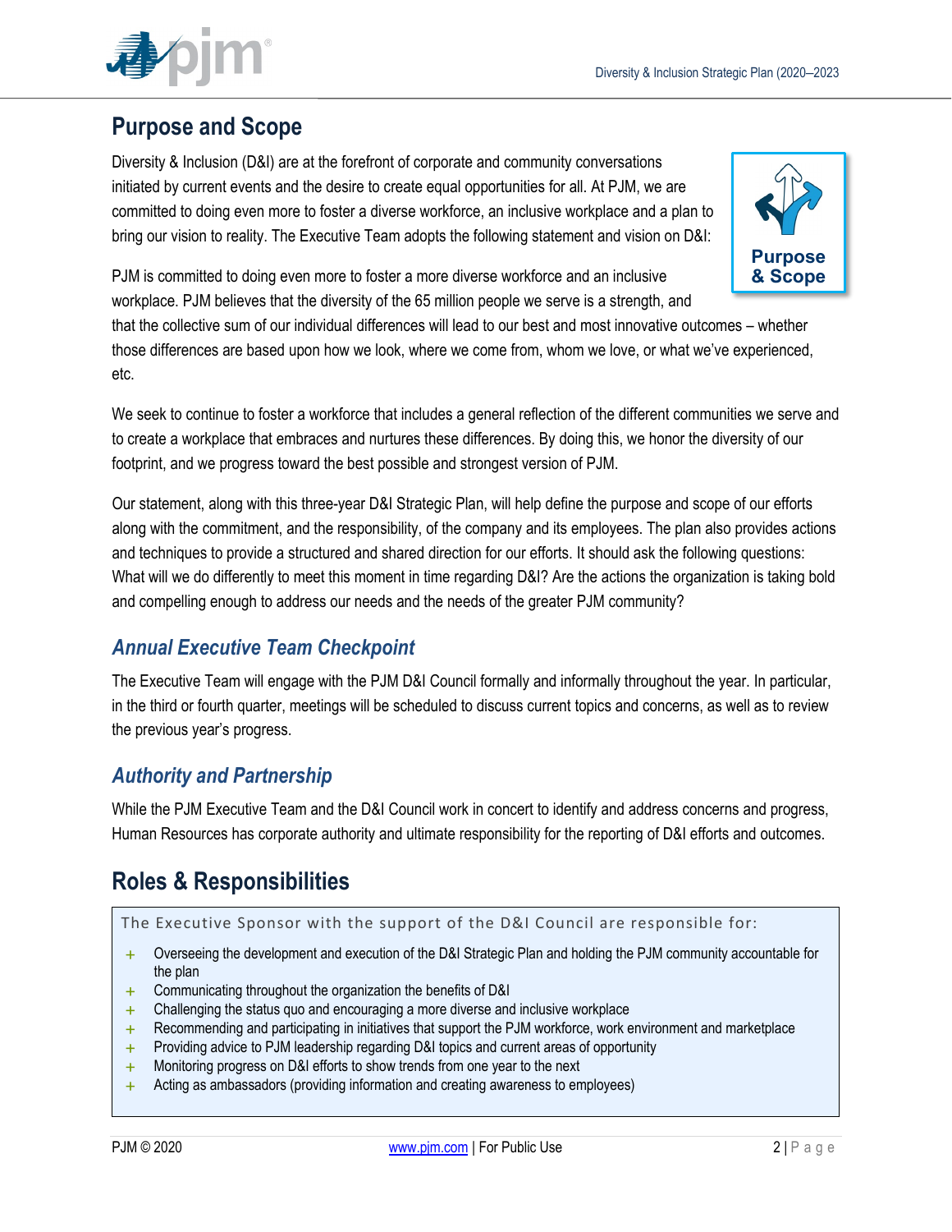## Purpose and Scope

Diversity & Inclusion (D&I) are at the forefront of corporate and community conversations initiated by current events and the desire to create equal opportunities for all. At PJM, we are committed to doing even more to foster a diverse workforce, an inclusive workplace and a plan to bring our vision to reality. The Executive Team adopts the following statement and vision on D&I:

PJM is committed to doing even more to foster a more diverse workforce and an inclusive workplace. PJM believes that the diversity of the 65 million people we serve is a strength, and that the collective sum of our individual differences will lead to our best and most innovative outcomes – whether those differences are based upon how we look, where we come from, whom we love, or what we've experienced, etc.

We seek to continue to foster a workforce that includes a general reflection of the different communities we serve and to create a workplace that embraces and nurtures these differences. By doing this, we honor the diversity of our footprint, and we progress toward the best possible and strongest version of PJM.

Our statement, along with this three-year D&I Strategic Plan, will help define the purpose and scope of our efforts along with the commitment, and the responsibility, of the company and its employees. The plan also provides actions and techniques to provide a structured and shared direction for our efforts. It should ask the following questions: What will we do differently to meet this moment in time regarding D&I? Are the actions the organization is taking bold and compelling enough to address our needs and the needs of the greater PJM community?

### *Annual Executive Team Checkpoint*

The Executive Team will engage with the PJM D&I Council formally and informally throughout the year. In particular, in the third or fourth quarter, meetings will be scheduled to discuss current topics and concerns, as well as to review the previous year's progress.

### *Authority and Partnership*

While the PJM Executive Team and the D&I Council work in concert to identify and address concerns and progress, Human Resources has corporate authority and ultimate responsibility for the reporting of D&I efforts and outcomes.

## Roles & Responsibilities

The Executive Sponsor with the support of the D&I Council are responsible for:

- Overseeing the development and execution of the D&I Strategic Plan and holding the PJM community accountable for the plan
- Communicating throughout the organization the benefits of D&I
- Challenging the status quo and encouraging a more diverse and inclusive workplace
- Recommending and participating in initiatives that support the PJM workforce, work environment and marketplace
- Providing advice to PJM leadership regarding D&I topics and current areas of opportunity
- Monitoring progress on D&I efforts to show trends from one year to the next
- Acting as ambassadors (providing information and creating awareness to employees)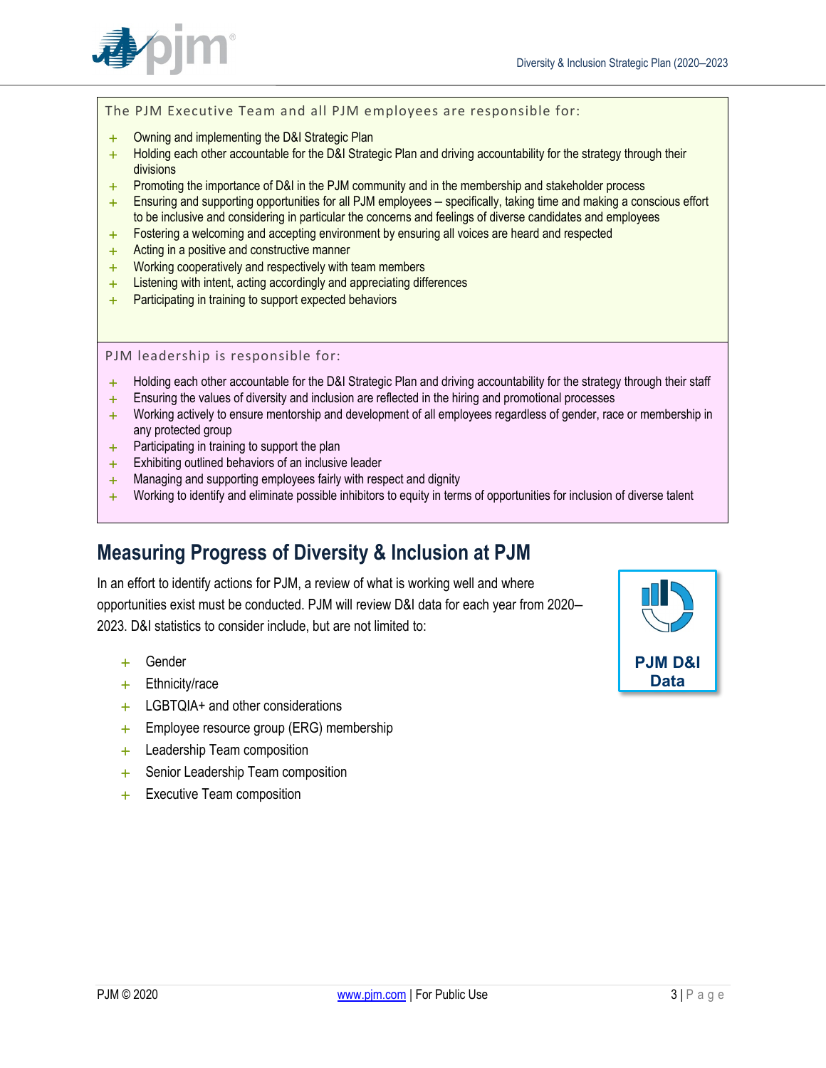The PJM Executive Team and all PJM employees are responsible for:

- Owning and implementing the D&I Strategic Plan
- Holding each other accountable for the D&I Strategic Plan and driving accountability for the strategy through their divisions
- Promoting the importance of D&I in the PJM community and in the membership and stakeholder process
- Ensuring and supporting opportunities for all PJM employees – specifically, taking time and making a conscious effort to be inclusive and considering in particular the concerns and feelings of diverse candidates and employees
- Fostering a welcoming and accepting environment by ensuring all voices are heard and respected
- Acting in a positive and constructive manner
- Working cooperatively and respectively with team members
- Listening with intent, acting accordingly and appreciating differences
- Participating in training to support expected behaviors

PJM leadership is responsible for:

- Holding each other accountable for the D&I Strategic Plan and driving accountability for the strategy through their staff
- Ensuring the values of diversity and inclusion are reflected in the hiring and promotional processes
- Working actively to ensure mentorship and development of all employees regardless of gender, race or membership in any protected group
- Participating in training to support the plan
- Exhibiting outlined behaviors of an inclusive leader
- Managing and supporting employees fairly with respect and dignity
- Working to identify and eliminate possible inhibitors to equity in terms of opportunities for inclusion of diverse talent

## Measuring Progress of Diversity & Inclusion at PJM

In an effort to identify actions for PJM, a review of what is working well and where opportunities exist must be conducted. PJM will review D&I data for each year from 2020–2023. D&I statistics to consider include, but are not limited to:

- Gender
- Ethnicity/race
- LGBTQIA+ and other considerations
- Employee resource group (ERG) membership
- Leadership Team composition
- Senior Leadership Team composition
- Executive Team composition

**PJM D&I Data**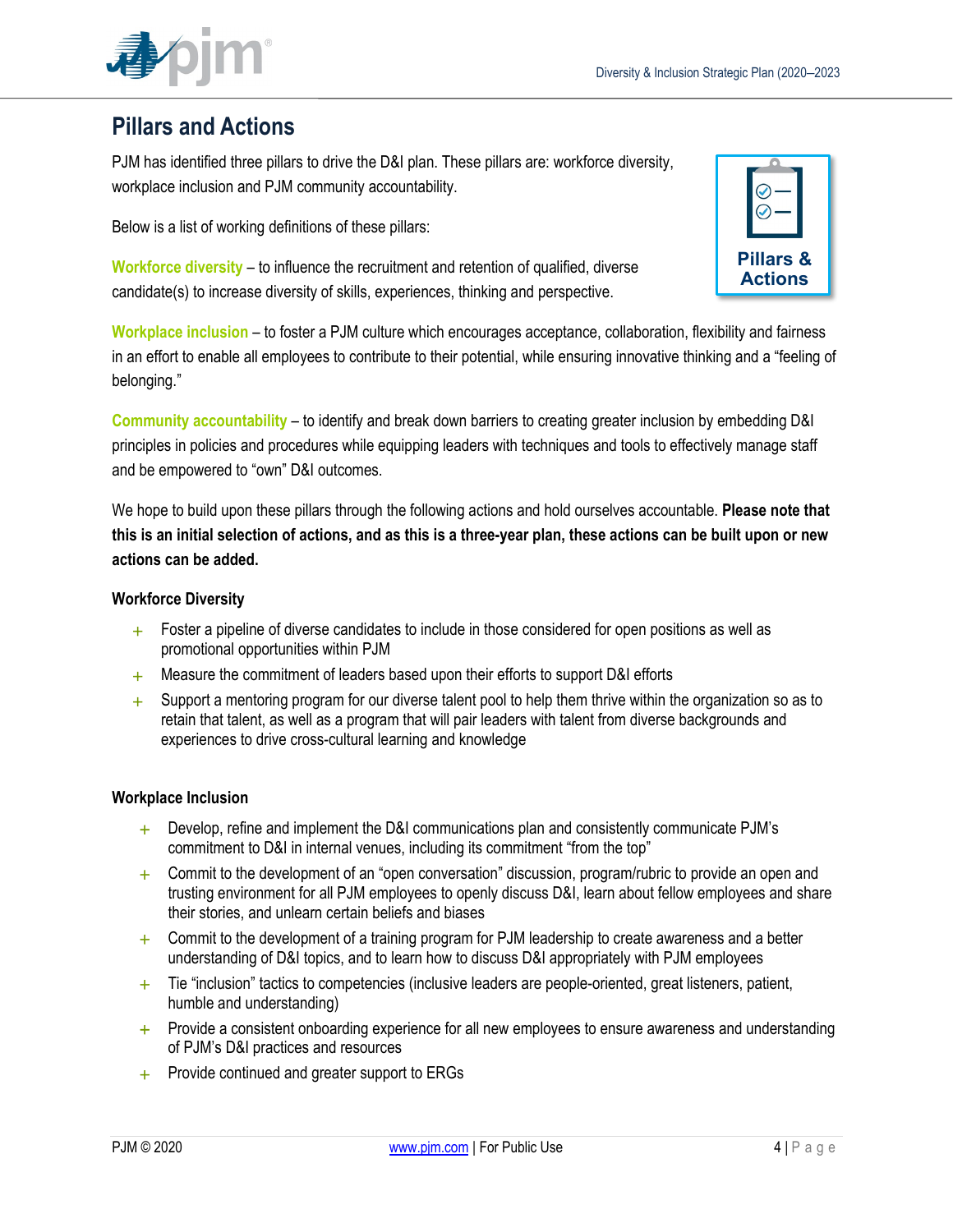## Pillars and Actions

PJM has identified three pillars to drive the D&I plan. These pillars are: workforce diversity, workplace inclusion and PJM community accountability.

Below is a list of working definitions of these pillars:

**Workforce diversity** – to influence the recruitment and retention of qualified, diverse candidate(s) to increase diversity of skills, experiences, thinking and perspective.

**Workplace inclusion** – to foster a PJM culture which encourages acceptance, collaboration, flexibility and fairness in an effort to enable all employees to contribute to their potential, while ensuring innovative thinking and a "feeling of belonging."

**Community accountability** – to identify and break down barriers to creating greater inclusion by embedding D&I principles in policies and procedures while equipping leaders with techniques and tools to effectively manage staff and be empowered to "own" D&I outcomes.

We hope to build upon these pillars through the following actions and hold ourselves accountable. **Please note that this is an initial selection of actions, and as this is a three-year plan, these actions can be built upon or new actions can be added.**

### Workforce Diversity

- Foster a pipeline of diverse candidates to include in those considered for open positions as well as promotional opportunities within PJM
- Measure the commitment of leaders based upon their efforts to support D&I efforts
- Support a mentoring program for our diverse talent pool to help them thrive within the organization so as to retain that talent, as well as a program that will pair leaders with talent from diverse backgrounds and experiences to drive cross-cultural learning and knowledge

### Workplace Inclusion

- Develop, refine and implement the D&I communications plan and consistently communicate PJM's commitment to D&I in internal venues, including its commitment "from the top"
- Commit to the development of an "open conversation" discussion, program/rubric to provide an open and trusting environment for all PJM employees to openly discuss D&I, learn about fellow employees and share their stories, and unlearn certain beliefs and biases
- Commit to the development of a training program for PJM leadership to create awareness and a better understanding of D&I topics, and to learn how to discuss D&I appropriately with PJM employees
- Tie "inclusion" tactics to competencies (inclusive leaders are people-oriented, great listeners, patient, humble and understanding)
- Provide a consistent onboarding experience for all new employees to ensure awareness and understanding of PJM's D&I practices and resources
- Provide continued and greater support to ERGs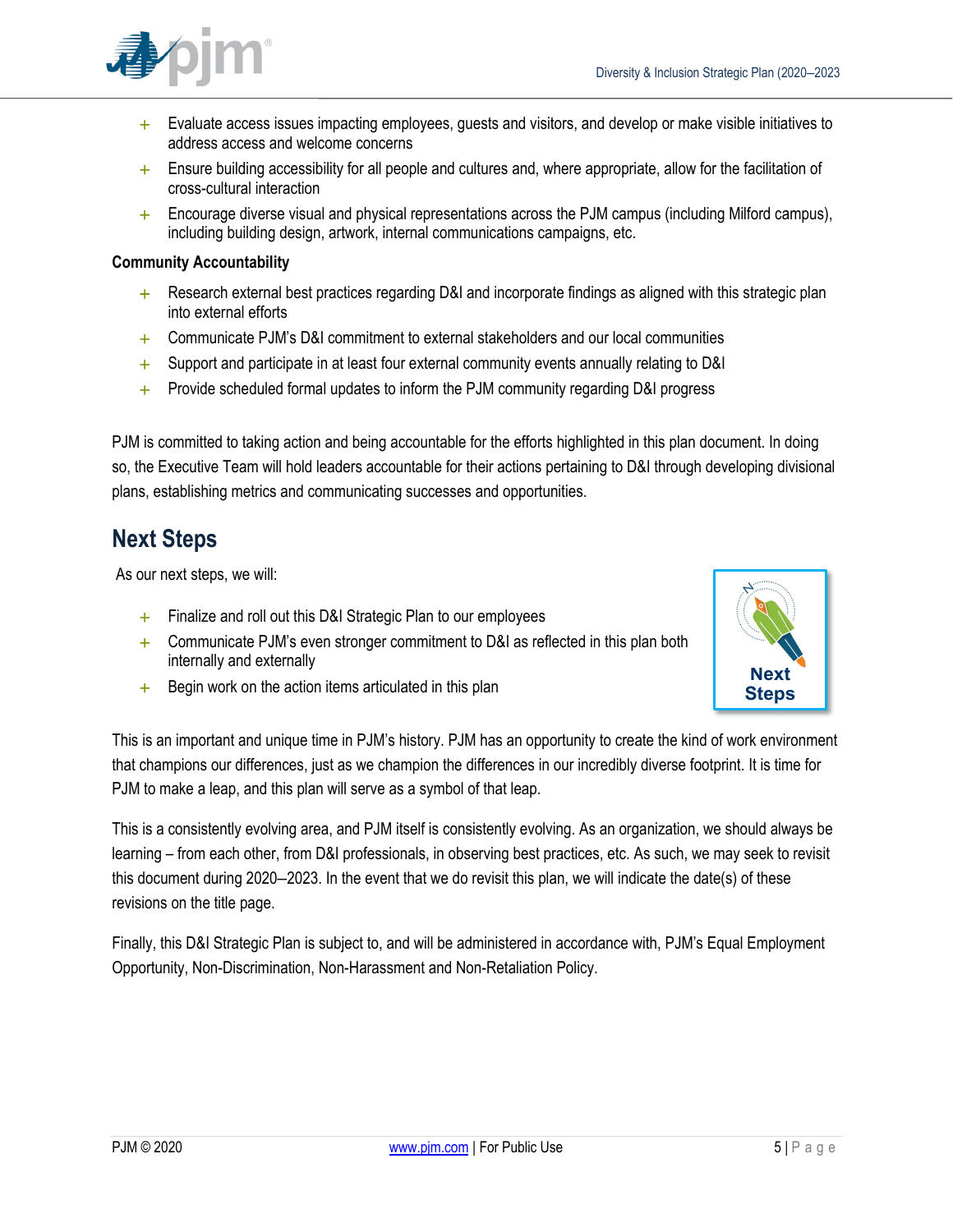- Evaluate access issues impacting employees, guests and visitors, and develop or make visible initiatives to address access and welcome concerns
- Ensure building accessibility for all people and cultures and, where appropriate, allow for the facilitation of cross-cultural interaction
- Encourage diverse visual and physical representations across the PJM campus (including Milford campus), including building design, artwork, internal communications campaigns, etc.

**Community Accountability**

- Research external best practices regarding D&I and incorporate findings as aligned with this strategic plan into external efforts
- Communicate PJM's D&I commitment to external stakeholders and our local communities
- Support and participate in at least four external community events annually relating to D&I
- Provide scheduled formal updates to inform the PJM community regarding D&I progress

PJM is committed to taking action and being accountable for the efforts highlighted in this plan document. In doing so, the Executive Team will hold leaders accountable for their actions pertaining to D&I through developing divisional plans, establishing metrics and communicating successes and opportunities.

## Next Steps

As our next steps, we will:

- Finalize and roll out this D&I Strategic Plan to our employees
- Communicate PJM's even stronger commitment to D&I as reflected in this plan both internally and externally
- Begin work on the action items articulated in this plan

This is an important and unique time in PJM's history. PJM has an opportunity to create the kind of work environment that champions our differences, just as we champion the differences in our incredibly diverse footprint. It is time for PJM to make a leap, and this plan will serve as a symbol of that leap.

This is a consistently evolving area, and PJM itself is consistently evolving. As an organization, we should always be learning – from each other, from D&I professionals, in observing best practices, etc. As such, we may seek to revisit this document during 2020–2023. In the event that we do revisit this plan, we will indicate the date(s) of these revisions on the title page.

Finally, this D&I Strategic Plan is subject to, and will be administered in accordance with, PJM's Equal Employment Opportunity, Non-Discrimination, Non-Harassment and Non-Retaliation Policy.